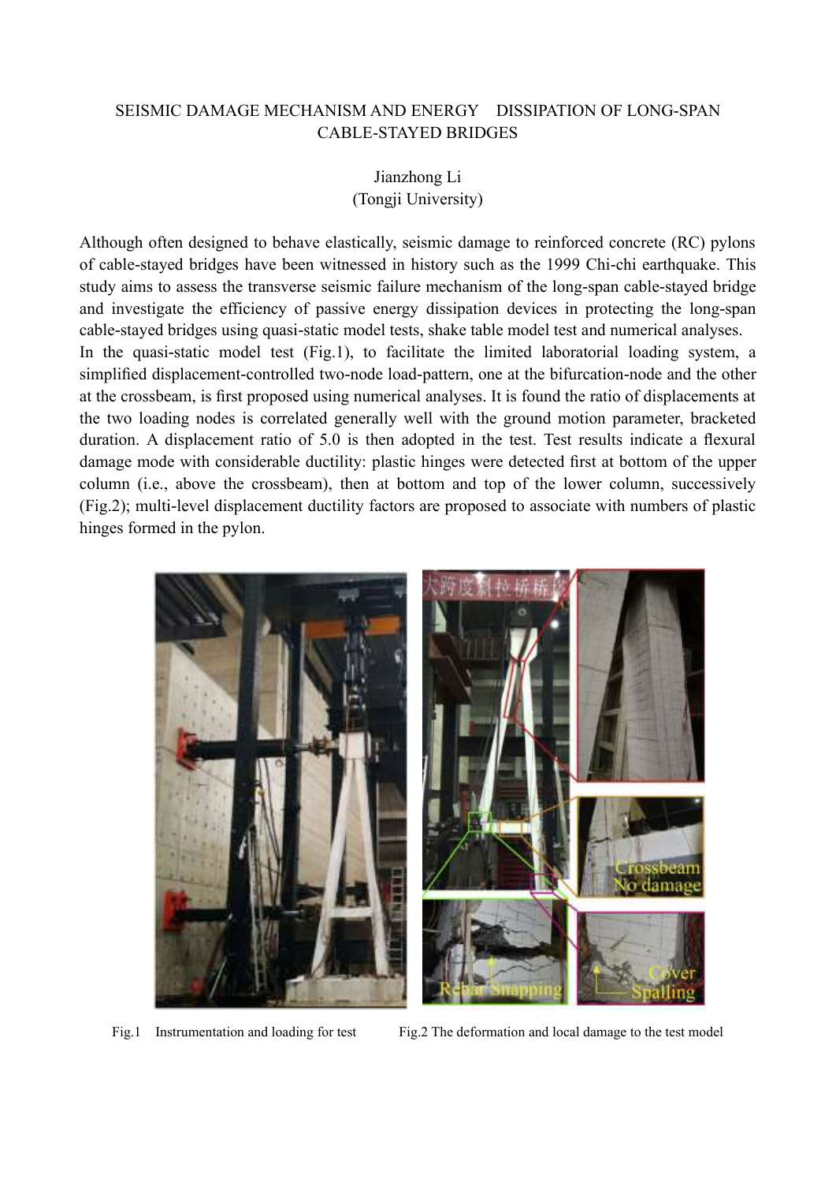# SEISMIC DAMAGE MECHANISM AND ENERGY DISSIPATION OF LONG-SPAN CABLE-STAYED BRIDGES

Jianzhong Li
(Tongji University)

Although often designed to behave elastically, seismic damage to reinforced concrete (RC) pylons of cable-stayed bridges have been witnessed in history such as the 1999 Chi-chi earthquake. This study aims to assess the transverse seismic failure mechanism of the long-span cable-stayed bridge and investigate the efficiency of passive energy dissipation devices in protecting the long-span cable-stayed bridges using quasi-static model tests, shake table model test and numerical analyses.

In the quasi-static model test (Fig.1), to facilitate the limited laboratorial loading system, a simplified displacement-controlled two-node load-pattern, one at the bifurcation-node and the other at the crossbeam, is first proposed using numerical analyses. It is found the ratio of displacements at the two loading nodes is correlated generally well with the ground motion parameter, bracketed duration. A displacement ratio of 5.0 is then adopted in the test. Test results indicate a flexural damage mode with considerable ductility: plastic hinges were detected first at bottom of the upper column (i.e., above the crossbeam), then at bottom and top of the lower column, successively (Fig.2); multi-level displacement ductility factors are proposed to associate with numbers of plastic hinges formed in the pylon.

Fig.1 Instrumentation and loading for test

Fig.2 The deformation and local damage to the test model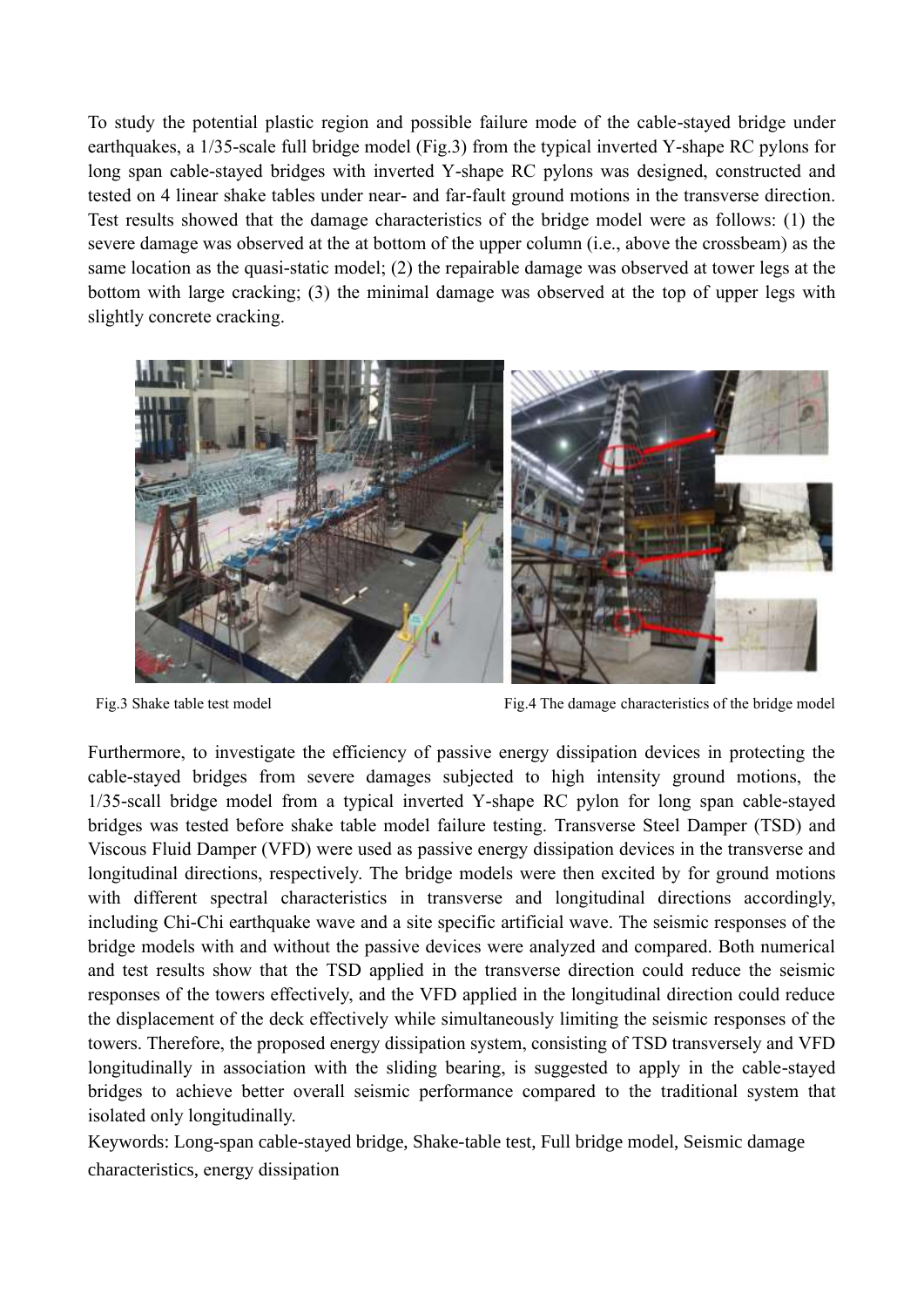To study the potential plastic region and possible failure mode of the cable-stayed bridge under earthquakes, a 1/35-scale full bridge model (Fig.3) from the typical inverted Y-shape RC pylons for long span cable-stayed bridges with inverted Y-shape RC pylons was designed, constructed and tested on 4 linear shake tables under near- and far-fault ground motions in the transverse direction. Test results showed that the damage characteristics of the bridge model were as follows: (1) the severe damage was observed at the at bottom of the upper column (i.e., above the crossbeam) as the same location as the quasi-static model; (2) the repairable damage was observed at tower legs at the bottom with large cracking; (3) the minimal damage was observed at the top of upper legs with slightly concrete cracking.

Fig.3 Shake table test model

Fig.4 The damage characteristics of the bridge model

Furthermore, to investigate the efficiency of passive energy dissipation devices in protecting the cable-stayed bridges from severe damages subjected to high intensity ground motions, the 1/35-scall bridge model from a typical inverted Y-shape RC pylon for long span cable-stayed bridges was tested before shake table model failure testing. Transverse Steel Damper (TSD) and Viscous Fluid Damper (VFD) were used as passive energy dissipation devices in the transverse and longitudinal directions, respectively. The bridge models were then excited by for ground motions with different spectral characteristics in transverse and longitudinal directions accordingly, including Chi-Chi earthquake wave and a site specific artificial wave. The seismic responses of the bridge models with and without the passive devices were analyzed and compared. Both numerical and test results show that the TSD applied in the transverse direction could reduce the seismic responses of the towers effectively, and the VFD applied in the longitudinal direction could reduce the displacement of the deck effectively while simultaneously limiting the seismic responses of the towers. Therefore, the proposed energy dissipation system, consisting of TSD transversely and VFD longitudinally in association with the sliding bearing, is suggested to apply in the cable-stayed bridges to achieve better overall seismic performance compared to the traditional system that isolated only longitudinally.

Keywords: Long-span cable-stayed bridge, Shake-table test, Full bridge model, Seismic damage characteristics, energy dissipation